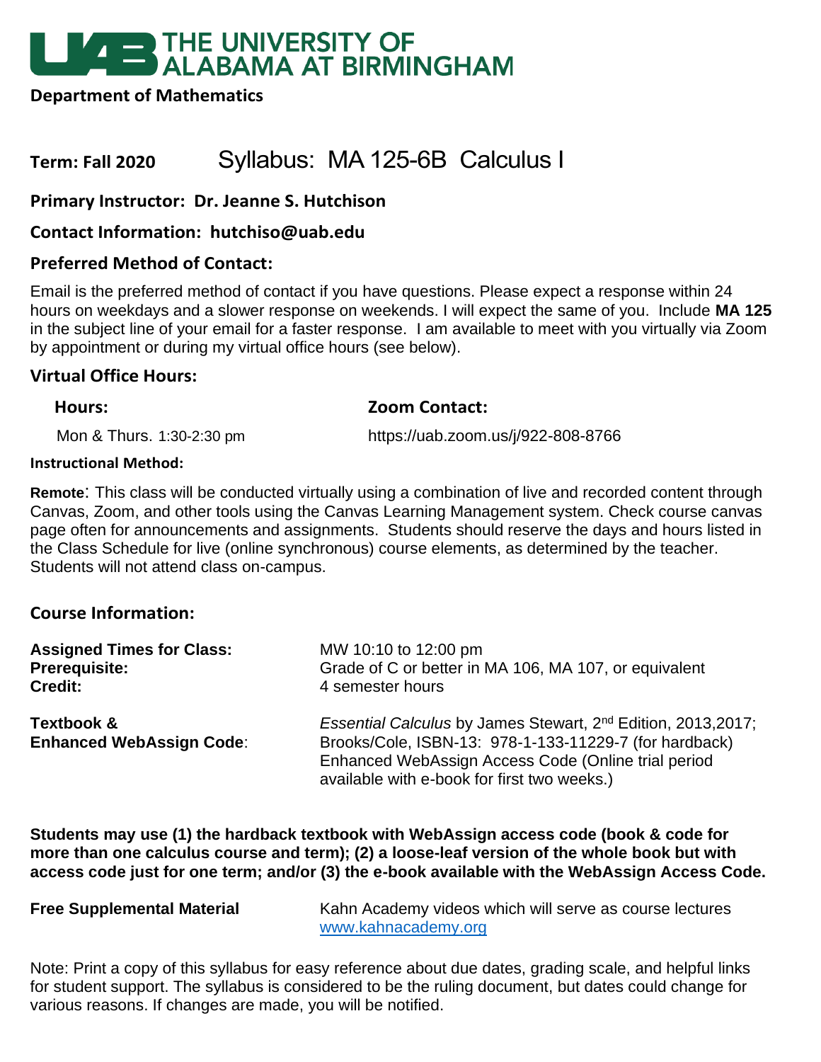# THE UNIVERSITY OF ALABAMA AT BIRMINGHAM

**Department of Mathematics**

## Term: Fall 2020 Syllabus: MA 125-6B Calculus I

### Primary Instructor: Dr. Jeanne S. Hutchison

### Contact Information: hutchiso@uab.edu

### Preferred Method of Contact:

Email is the preferred method of contact if you have questions. Please expect a response within 24 hours on weekdays and a slower response on weekends. I will expect the same of you. Include **MA 125** in the subject line of your email for a faster response. I am available to meet with you virtually via Zoom by appointment or during my virtual office hours (see below).

### Virtual Office Hours:

| Hours: | Zoom Contact: |
|---|---|
| Mon & Thurs. 1:30-2:30 pm | https://uab.zoom.us/j/922-808-8766 |

**Instructional Method:**

**Remote**: This class will be conducted virtually using a combination of live and recorded content through Canvas, Zoom, and other tools using the Canvas Learning Management system. Check course canvas page often for announcements and assignments. Students should reserve the days and hours listed in the Class Schedule for live (online synchronous) course elements, as determined by the teacher. Students will not attend class on-campus.

### Course Information:

| | |
|---|---|
| **Assigned Times for Class:** | MW 10:10 to 12:00 pm |
| **Prerequisite:** | Grade of C or better in MA 106, MA 107, or equivalent |
| **Credit:** | 4 semester hours |
| **Textbook & Enhanced WebAssign Code**: | *Essential Calculus* by James Stewart, 2nd Edition, 2013,2017; Brooks/Cole, ISBN-13: 978-1-133-11229-7 (for hardback) Enhanced WebAssign Access Code (Online trial period available with e-book for first two weeks.) |

**Students may use (1) the hardback textbook with WebAssign access code (book & code for more than one calculus course and term); (2) a loose-leaf version of the whole book but with access code just for one term; and/or (3) the e-book available with the WebAssign Access Code.**

| | |
|---|---|
| **Free Supplemental Material** | Kahn Academy videos which will serve as course lectures [www.kahnacademy.org](www.kahnacademy.org) |

Note: Print a copy of this syllabus for easy reference about due dates, grading scale, and helpful links for student support. The syllabus is considered to be the ruling document, but dates could change for various reasons. If changes are made, you will be notified.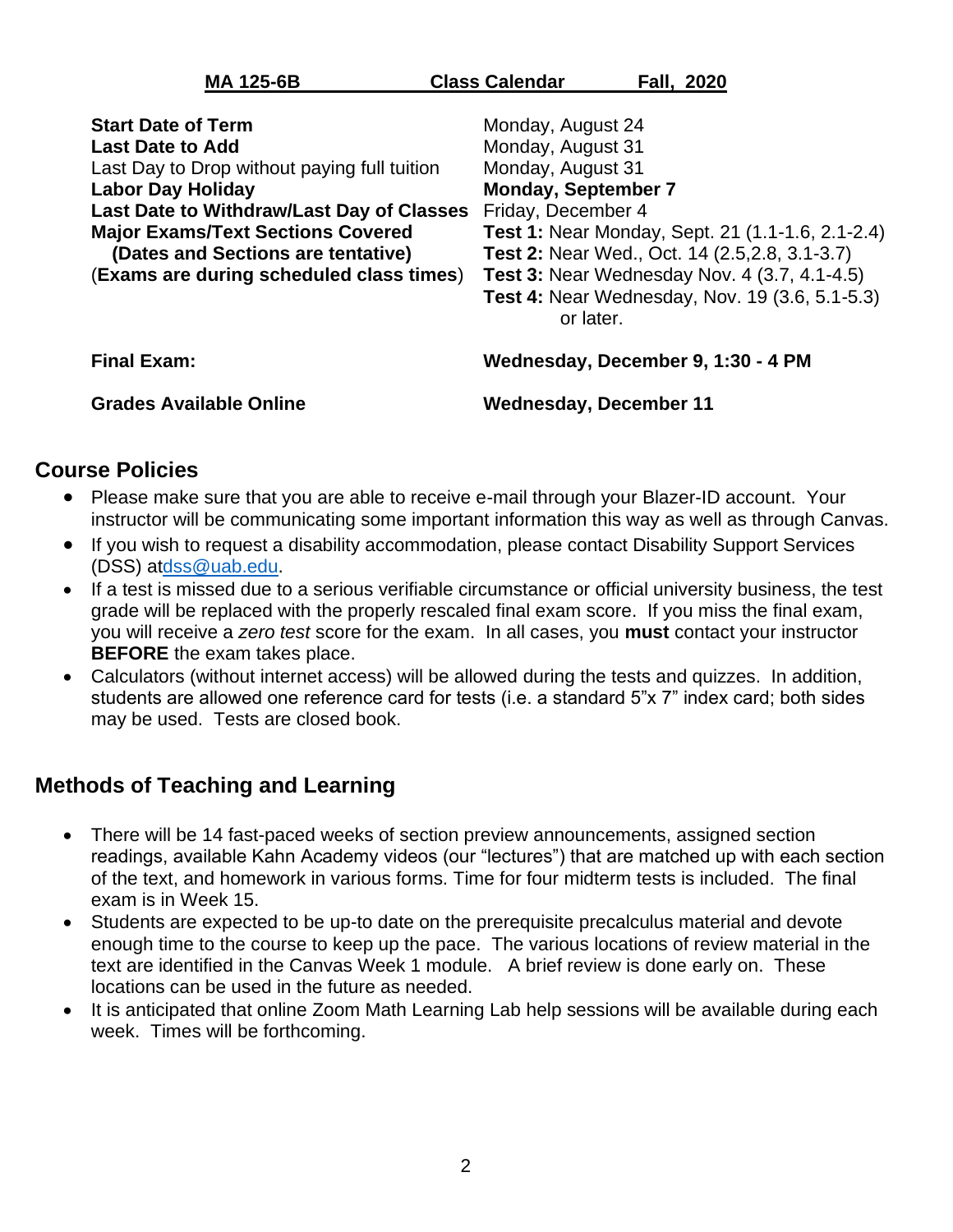**MA 125-6B Class Calendar Fall, 2020**

| | |
|---|---|
| **Start Date of Term** | Monday, August 24 |
| **Last Date to Add** | Monday, August 31 |
| Last Day to Drop without paying full tuition | Monday, August 31 |
| **Labor Day Holiday** | **Monday, September 7** |
| **Last Date to Withdraw/Last Day of Classes** | Friday, December 4 |
| **Major Exams/Text Sections Covered** | **Test 1:** Near Monday, Sept. 21 (1.1-1.6, 2.1-2.4) |
| **(Dates and Sections are tentative)** | **Test 2:** Near Wed., Oct. 14 (2.5,2.8, 3.1-3.7) |
| (**Exams are during scheduled class times**) | **Test 3:** Near Wednesday Nov. 4 (3.7, 4.1-4.5) |
| | **Test 4:** Near Wednesday, Nov. 19 (3.6, 5.1-5.3) or later. |
| **Final Exam:** | **Wednesday, December 9, 1:30 - 4 PM** |
| **Grades Available Online** | **Wednesday, December 11** |

## Course Policies

- Please make sure that you are able to receive e-mail through your Blazer-ID account. Your instructor will be communicating some important information this way as well as through Canvas.
- If you wish to request a disability accommodation, please contact Disability Support Services (DSS) atdss@uab.edu.
- If a test is missed due to a serious verifiable circumstance or official university business, the test grade will be replaced with the properly rescaled final exam score. If you miss the final exam, you will receive a *zero test* score for the exam. In all cases, you **must** contact your instructor **BEFORE** the exam takes place.
- Calculators (without internet access) will be allowed during the tests and quizzes. In addition, students are allowed one reference card for tests (i.e. a standard 5"x 7" index card; both sides may be used. Tests are closed book.

## Methods of Teaching and Learning

- There will be 14 fast-paced weeks of section preview announcements, assigned section readings, available Kahn Academy videos (our "lectures") that are matched up with each section of the text, and homework in various forms. Time for four midterm tests is included. The final exam is in Week 15.
- Students are expected to be up-to date on the prerequisite precalculus material and devote enough time to the course to keep up the pace. The various locations of review material in the text are identified in the Canvas Week 1 module. A brief review is done early on. These locations can be used in the future as needed.
- It is anticipated that online Zoom Math Learning Lab help sessions will be available during each week. Times will be forthcoming.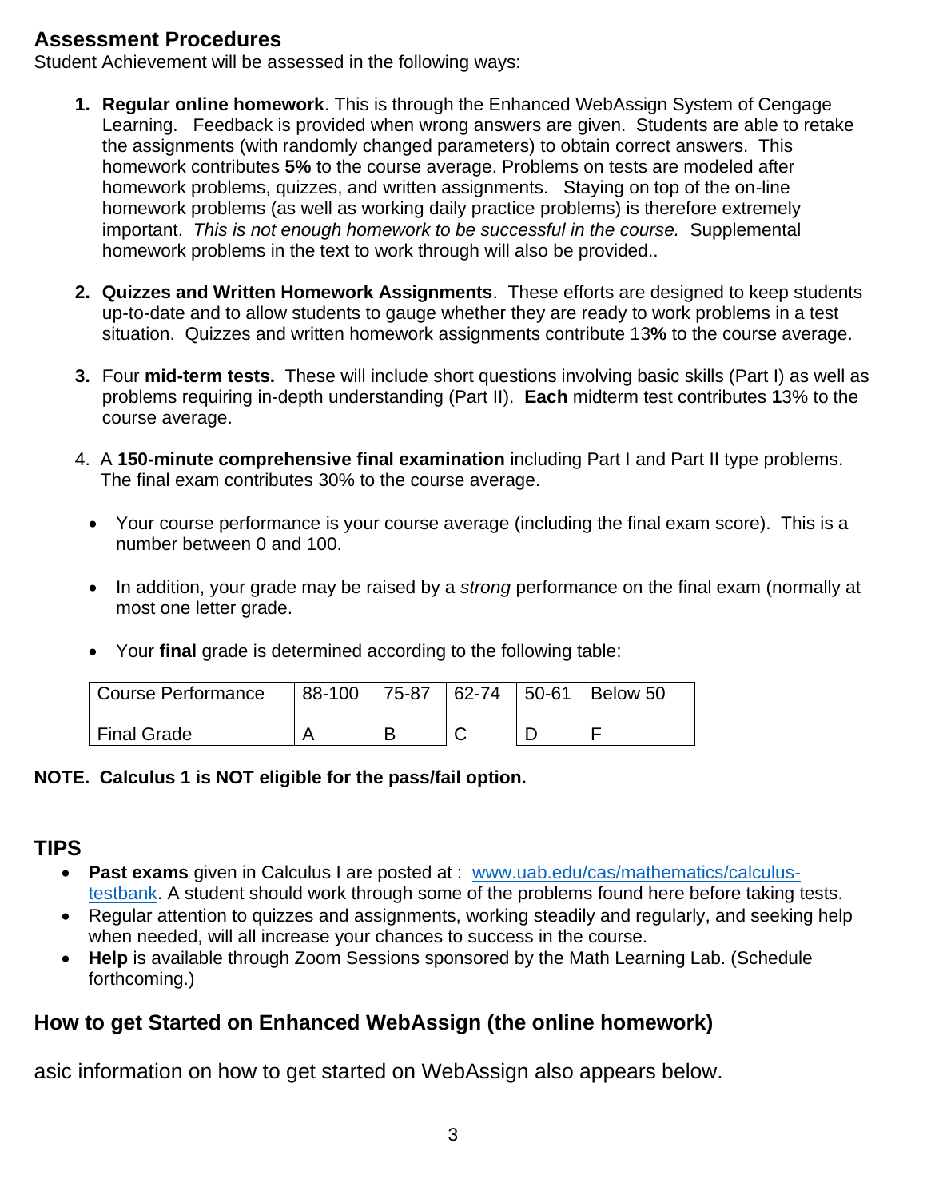## Assessment Procedures

Student Achievement will be assessed in the following ways:

1. **Regular online homework**. This is through the Enhanced WebAssign System of Cengage Learning. Feedback is provided when wrong answers are given. Students are able to retake the assignments (with randomly changed parameters) to obtain correct answers. This homework contributes **5%** to the course average. Problems on tests are modeled after homework problems, quizzes, and written assignments. Staying on top of the on-line homework problems (as well as working daily practice problems) is therefore extremely important. *This is not enough homework to be successful in the course.* Supplemental homework problems in the text to work through will also be provided..

2. **Quizzes and Written Homework Assignments**. These efforts are designed to keep students up-to-date and to allow students to gauge whether they are ready to work problems in a test situation. Quizzes and written homework assignments contribute 13**%** to the course average.

3. Four **mid-term tests.** These will include short questions involving basic skills (Part I) as well as problems requiring in-depth understanding (Part II). **Each** midterm test contributes **1**3% to the course average.

4. A **150-minute comprehensive final examination** including Part I and Part II type problems. The final exam contributes 30% to the course average.

   - Your course performance is your course average (including the final exam score). This is a number between 0 and 100.
   - In addition, your grade may be raised by a *strong* performance on the final exam (normally at most one letter grade.
   - Your **final** grade is determined according to the following table:

| Course Performance | 88-100 | 75-87 | 62-74 | 50-61 | Below 50 |
|---|---|---|---|---|---|
| Final Grade | A | B | C | D | F |

**NOTE. Calculus 1 is NOT eligible for the pass/fail option.**

## TIPS

- **Past exams** given in Calculus I are posted at : [www.uab.edu/cas/mathematics/calculus-testbank](www.uab.edu/cas/mathematics/calculus-testbank). A student should work through some of the problems found here before taking tests.
- Regular attention to quizzes and assignments, working steadily and regularly, and seeking help when needed, will all increase your chances to success in the course.
- **Help** is available through Zoom Sessions sponsored by the Math Learning Lab. (Schedule forthcoming.)

## How to get Started on Enhanced WebAssign (the online homework)

asic information on how to get started on WebAssign also appears below.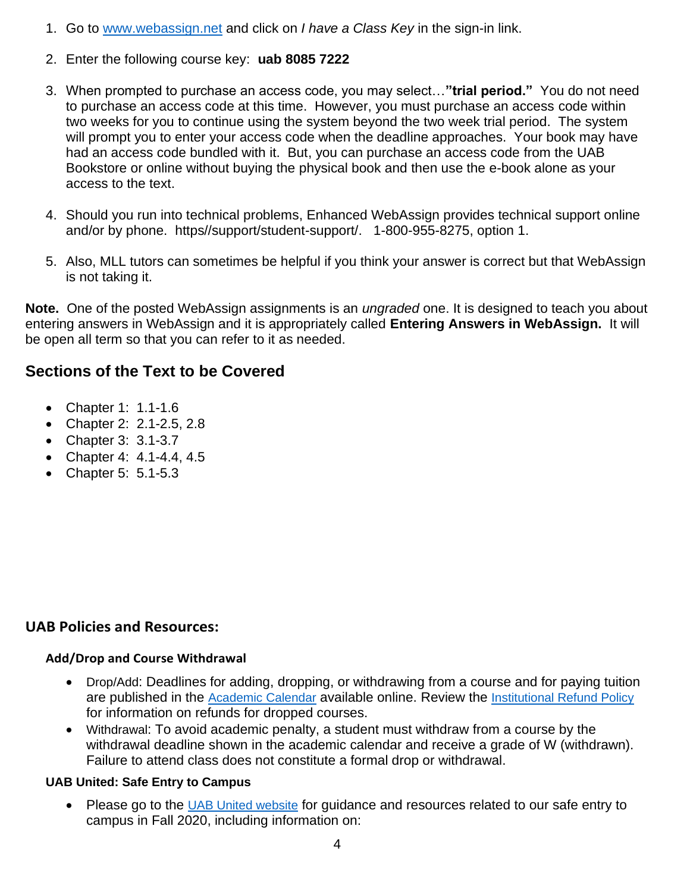1. Go to www.webassign.net and click on *I have a Class Key* in the sign-in link.

2. Enter the following course key: **uab 8085 7222**

3. When prompted to purchase an access code, you may select…**"trial period."** You do not need to purchase an access code at this time. However, you must purchase an access code within two weeks for you to continue using the system beyond the two week trial period. The system will prompt you to enter your access code when the deadline approaches. Your book may have had an access code bundled with it. But, you can purchase an access code from the UAB Bookstore or online without buying the physical book and then use the e-book alone as your access to the text.

4. Should you run into technical problems, Enhanced WebAssign provides technical support online and/or by phone. https//support/student-support/. 1-800-955-8275, option 1.

5. Also, MLL tutors can sometimes be helpful if you think your answer is correct but that WebAssign is not taking it.

**Note.** One of the posted WebAssign assignments is an *ungraded* one. It is designed to teach you about entering answers in WebAssign and it is appropriately called **Entering Answers in WebAssign.** It will be open all term so that you can refer to it as needed.

## Sections of the Text to be Covered

- Chapter 1: 1.1-1.6
- Chapter 2: 2.1-2.5, 2.8
- Chapter 3: 3.1-3.7
- Chapter 4: 4.1-4.4, 4.5
- Chapter 5: 5.1-5.3

## UAB Policies and Resources:

### Add/Drop and Course Withdrawal

- Drop/Add: Deadlines for adding, dropping, or withdrawing from a course and for paying tuition are published in the Academic Calendar available online. Review the Institutional Refund Policy for information on refunds for dropped courses.
- Withdrawal: To avoid academic penalty, a student must withdraw from a course by the withdrawal deadline shown in the academic calendar and receive a grade of W (withdrawn). Failure to attend class does not constitute a formal drop or withdrawal.

### UAB United: Safe Entry to Campus

- Please go to the UAB United website for guidance and resources related to our safe entry to campus in Fall 2020, including information on: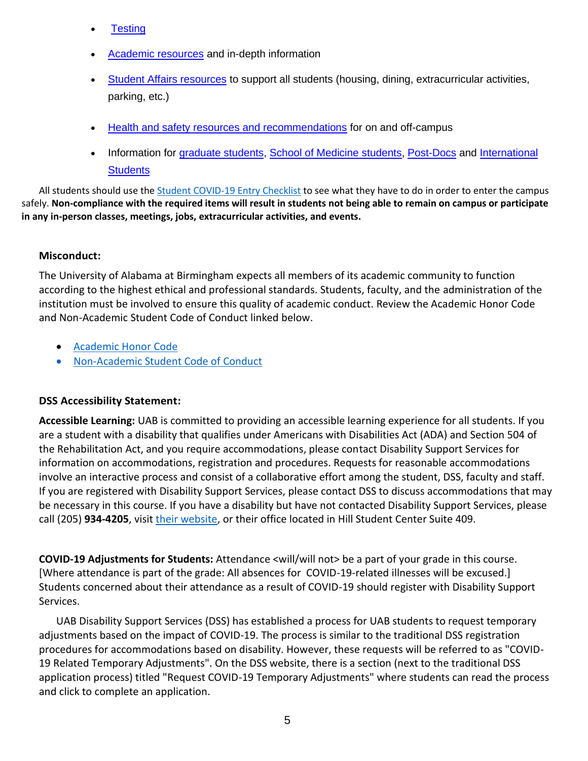- Testing
- Academic resources and in-depth information
- Student Affairs resources to support all students (housing, dining, extracurricular activities, parking, etc.)
- Health and safety resources and recommendations for on and off-campus
- Information for graduate students, School of Medicine students, Post-Docs and International Students

All students should use the Student COVID-19 Entry Checklist to see what they have to do in order to enter the campus safely. **Non-compliance with the required items will result in students not being able to remain on campus or participate in any in-person classes, meetings, jobs, extracurricular activities, and events.**

**Misconduct:**

The University of Alabama at Birmingham expects all members of its academic community to function according to the highest ethical and professional standards. Students, faculty, and the administration of the institution must be involved to ensure this quality of academic conduct. Review the Academic Honor Code and Non-Academic Student Code of Conduct linked below.

- Academic Honor Code
- Non-Academic Student Code of Conduct

**DSS Accessibility Statement:**

**Accessible Learning:** UAB is committed to providing an accessible learning experience for all students. If you are a student with a disability that qualifies under Americans with Disabilities Act (ADA) and Section 504 of the Rehabilitation Act, and you require accommodations, please contact Disability Support Services for information on accommodations, registration and procedures. Requests for reasonable accommodations involve an interactive process and consist of a collaborative effort among the student, DSS, faculty and staff. If you are registered with Disability Support Services, please contact DSS to discuss accommodations that may be necessary in this course. If you have a disability but have not contacted Disability Support Services, please call (205) **934-4205**, visit their website, or their office located in Hill Student Center Suite 409.

**COVID-19 Adjustments for Students:** Attendance <will/will not> be a part of your grade in this course. [Where attendance is part of the grade: All absences for COVID-19-related illnesses will be excused.] Students concerned about their attendance as a result of COVID-19 should register with Disability Support Services.

UAB Disability Support Services (DSS) has established a process for UAB students to request temporary adjustments based on the impact of COVID-19. The process is similar to the traditional DSS registration procedures for accommodations based on disability. However, these requests will be referred to as "COVID-19 Related Temporary Adjustments". On the DSS website, there is a section (next to the traditional DSS application process) titled "Request COVID-19 Temporary Adjustments" where students can read the process and click to complete an application.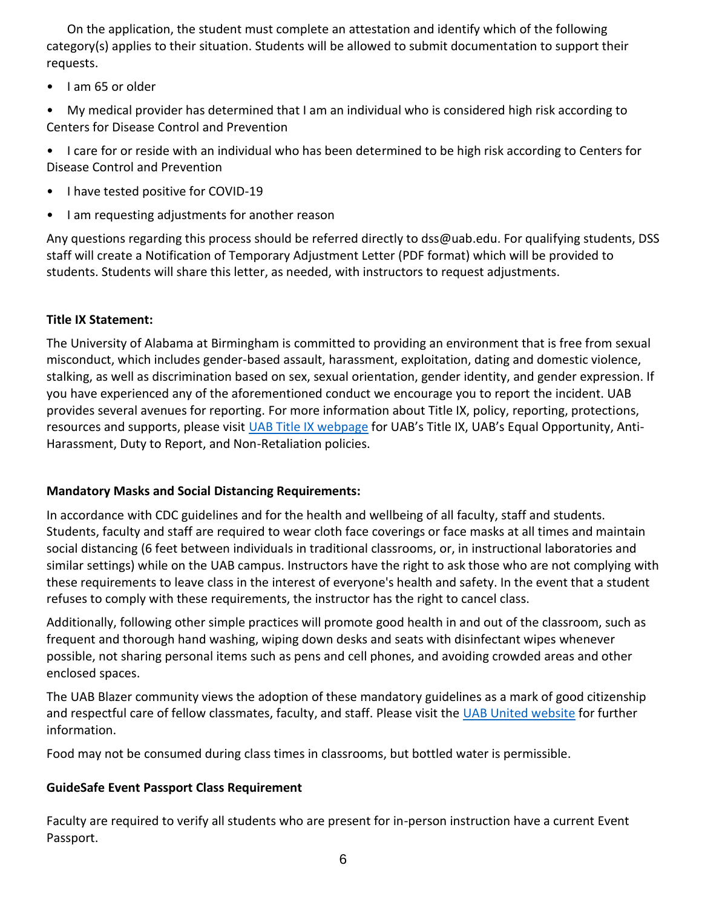On the application, the student must complete an attestation and identify which of the following category(s) applies to their situation. Students will be allowed to submit documentation to support their requests.

- I am 65 or older
- My medical provider has determined that I am an individual who is considered high risk according to Centers for Disease Control and Prevention
- I care for or reside with an individual who has been determined to be high risk according to Centers for Disease Control and Prevention
- I have tested positive for COVID-19
- I am requesting adjustments for another reason

Any questions regarding this process should be referred directly to dss@uab.edu. For qualifying students, DSS staff will create a Notification of Temporary Adjustment Letter (PDF format) which will be provided to students. Students will share this letter, as needed, with instructors to request adjustments.

**Title IX Statement:**

The University of Alabama at Birmingham is committed to providing an environment that is free from sexual misconduct, which includes gender-based assault, harassment, exploitation, dating and domestic violence, stalking, as well as discrimination based on sex, sexual orientation, gender identity, and gender expression. If you have experienced any of the aforementioned conduct we encourage you to report the incident. UAB provides several avenues for reporting. For more information about Title IX, policy, reporting, protections, resources and supports, please visit UAB Title IX webpage for UAB's Title IX, UAB's Equal Opportunity, Anti-Harassment, Duty to Report, and Non-Retaliation policies.

**Mandatory Masks and Social Distancing Requirements:**

In accordance with CDC guidelines and for the health and wellbeing of all faculty, staff and students. Students, faculty and staff are required to wear cloth face coverings or face masks at all times and maintain social distancing (6 feet between individuals in traditional classrooms, or, in instructional laboratories and similar settings) while on the UAB campus. Instructors have the right to ask those who are not complying with these requirements to leave class in the interest of everyone's health and safety. In the event that a student refuses to comply with these requirements, the instructor has the right to cancel class.

Additionally, following other simple practices will promote good health in and out of the classroom, such as frequent and thorough hand washing, wiping down desks and seats with disinfectant wipes whenever possible, not sharing personal items such as pens and cell phones, and avoiding crowded areas and other enclosed spaces.

The UAB Blazer community views the adoption of these mandatory guidelines as a mark of good citizenship and respectful care of fellow classmates, faculty, and staff. Please visit the UAB United website for further information.

Food may not be consumed during class times in classrooms, but bottled water is permissible.

**GuideSafe Event Passport Class Requirement**

Faculty are required to verify all students who are present for in-person instruction have a current Event Passport.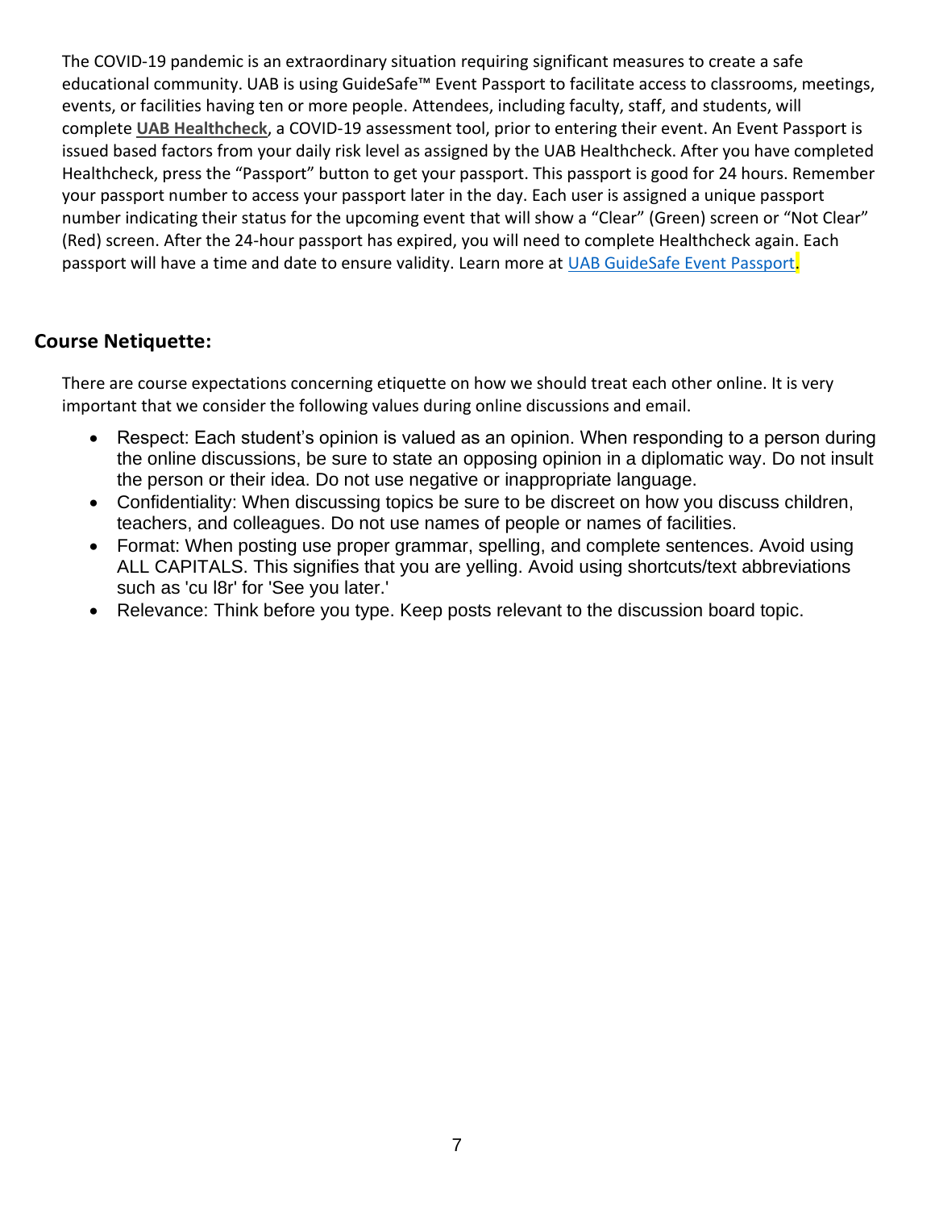The COVID-19 pandemic is an extraordinary situation requiring significant measures to create a safe educational community. UAB is using GuideSafe™ Event Passport to facilitate access to classrooms, meetings, events, or facilities having ten or more people. Attendees, including faculty, staff, and students, will complete **UAB Healthcheck**, a COVID-19 assessment tool, prior to entering their event. An Event Passport is issued based factors from your daily risk level as assigned by the UAB Healthcheck. After you have completed Healthcheck, press the "Passport" button to get your passport. This passport is good for 24 hours. Remember your passport number to access your passport later in the day. Each user is assigned a unique passport number indicating their status for the upcoming event that will show a "Clear" (Green) screen or "Not Clear" (Red) screen. After the 24-hour passport has expired, you will need to complete Healthcheck again. Each passport will have a time and date to ensure validity. Learn more at UAB GuideSafe Event Passport.

## Course Netiquette:

There are course expectations concerning etiquette on how we should treat each other online. It is very important that we consider the following values during online discussions and email.

- Respect: Each student's opinion is valued as an opinion. When responding to a person during the online discussions, be sure to state an opposing opinion in a diplomatic way. Do not insult the person or their idea. Do not use negative or inappropriate language.
- Confidentiality: When discussing topics be sure to be discreet on how you discuss children, teachers, and colleagues. Do not use names of people or names of facilities.
- Format: When posting use proper grammar, spelling, and complete sentences. Avoid using ALL CAPITALS. This signifies that you are yelling. Avoid using shortcuts/text abbreviations such as 'cu l8r' for 'See you later.'
- Relevance: Think before you type. Keep posts relevant to the discussion board topic.